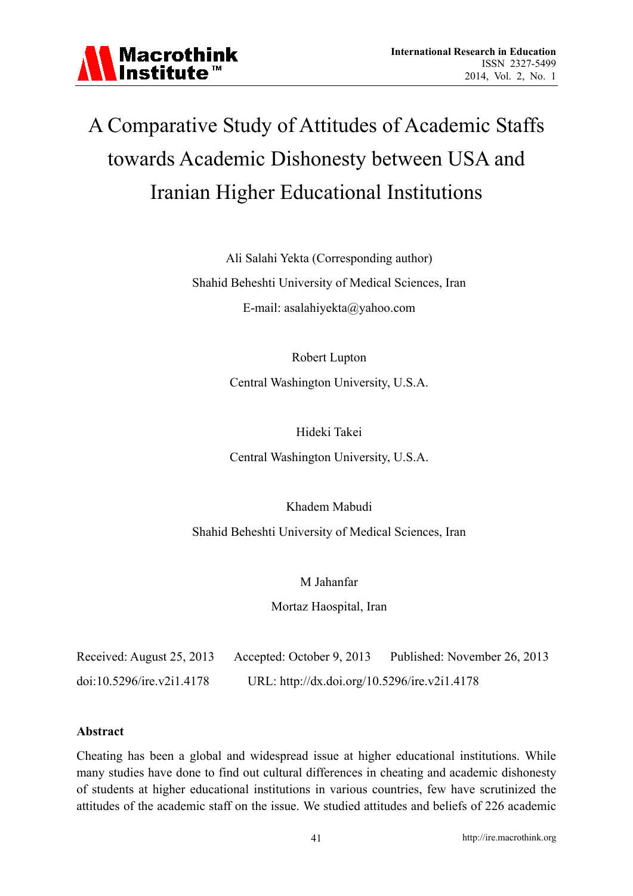# A Comparative Study of Attitudes of Academic Staffs towards Academic Dishonesty between USA and Iranian Higher Educational Institutions

Ali Salahi Yekta (Corresponding author)

Shahid Beheshti University of Medical Sciences, Iran

E-mail: asalahiyekta@yahoo.com

Robert Lupton

Central Washington University, U.S.A.

Hideki Takei

Central Washington University, U.S.A.

Khadem Mabudi

Shahid Beheshti University of Medical Sciences, Iran

M Jahanfar

Mortaz Haospital, Iran

Received: August 25, 2013 Accepted: October 9, 2013 Published: November 26, 2013

doi:10.5296/ire.v2i1.4178 URL: http://dx.doi.org/10.5296/ire.v2i1.4178

**Abstract**

Cheating has been a global and widespread issue at higher educational institutions. While many studies have done to find out cultural differences in cheating and academic dishonesty of students at higher educational institutions in various countries, few have scrutinized the attitudes of the academic staff on the issue. We studied attitudes and beliefs of 226 academic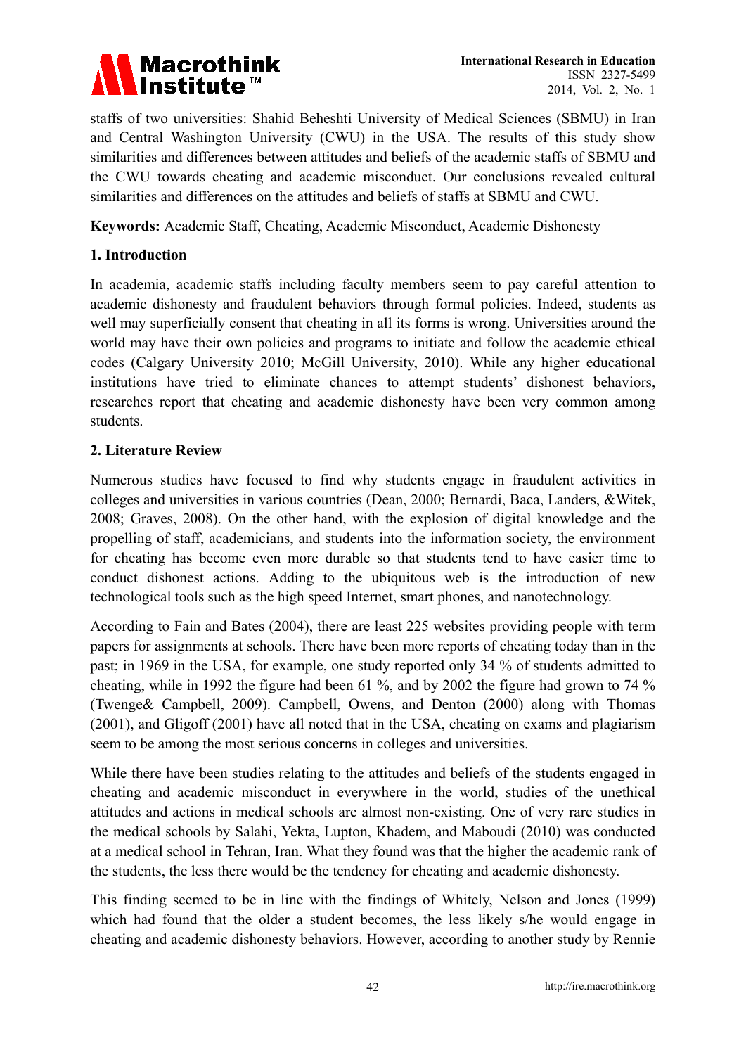staffs of two universities: Shahid Beheshti University of Medical Sciences (SBMU) in Iran and Central Washington University (CWU) in the USA. The results of this study show similarities and differences between attitudes and beliefs of the academic staffs of SBMU and the CWU towards cheating and academic misconduct. Our conclusions revealed cultural similarities and differences on the attitudes and beliefs of staffs at SBMU and CWU.

**Keywords:** Academic Staff, Cheating, Academic Misconduct, Academic Dishonesty

## 1. Introduction

In academia, academic staffs including faculty members seem to pay careful attention to academic dishonesty and fraudulent behaviors through formal policies. Indeed, students as well may superficially consent that cheating in all its forms is wrong. Universities around the world may have their own policies and programs to initiate and follow the academic ethical codes (Calgary University 2010; McGill University, 2010). While any higher educational institutions have tried to eliminate chances to attempt students' dishonest behaviors, researches report that cheating and academic dishonesty have been very common among students.

## 2. Literature Review

Numerous studies have focused to find why students engage in fraudulent activities in colleges and universities in various countries (Dean, 2000; Bernardi, Baca, Landers, &Witek, 2008; Graves, 2008). On the other hand, with the explosion of digital knowledge and the propelling of staff, academicians, and students into the information society, the environment for cheating has become even more durable so that students tend to have easier time to conduct dishonest actions. Adding to the ubiquitous web is the introduction of new technological tools such as the high speed Internet, smart phones, and nanotechnology.

According to Fain and Bates (2004), there are least 225 websites providing people with term papers for assignments at schools. There have been more reports of cheating today than in the past; in 1969 in the USA, for example, one study reported only 34 % of students admitted to cheating, while in 1992 the figure had been 61 %, and by 2002 the figure had grown to 74 % (Twenge& Campbell, 2009). Campbell, Owens, and Denton (2000) along with Thomas (2001), and Gligoff (2001) have all noted that in the USA, cheating on exams and plagiarism seem to be among the most serious concerns in colleges and universities.

While there have been studies relating to the attitudes and beliefs of the students engaged in cheating and academic misconduct in everywhere in the world, studies of the unethical attitudes and actions in medical schools are almost non-existing. One of very rare studies in the medical schools by Salahi, Yekta, Lupton, Khadem, and Maboudi (2010) was conducted at a medical school in Tehran, Iran. What they found was that the higher the academic rank of the students, the less there would be the tendency for cheating and academic dishonesty.

This finding seemed to be in line with the findings of Whitely, Nelson and Jones (1999) which had found that the older a student becomes, the less likely s/he would engage in cheating and academic dishonesty behaviors. However, according to another study by Rennie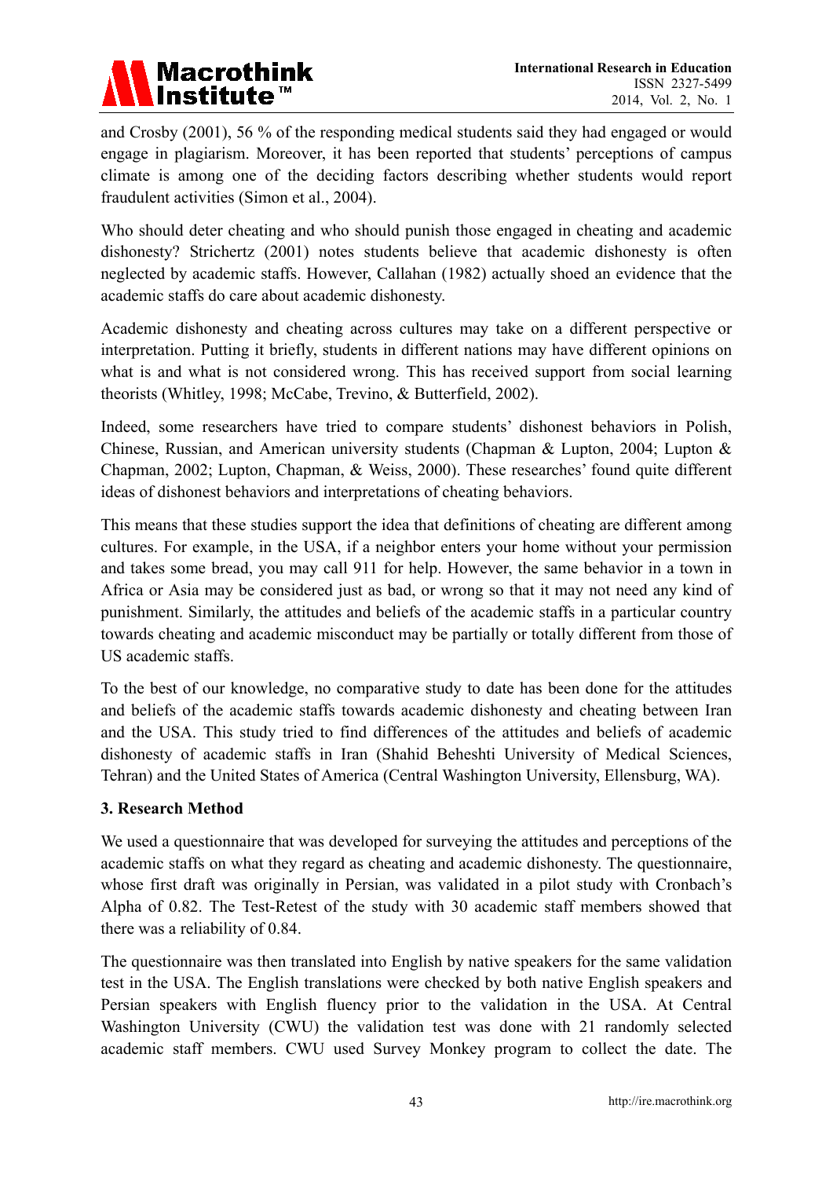and Crosby (2001), 56 % of the responding medical students said they had engaged or would engage in plagiarism. Moreover, it has been reported that students' perceptions of campus climate is among one of the deciding factors describing whether students would report fraudulent activities (Simon et al., 2004).

Who should deter cheating and who should punish those engaged in cheating and academic dishonesty? Strichertz (2001) notes students believe that academic dishonesty is often neglected by academic staffs. However, Callahan (1982) actually shoed an evidence that the academic staffs do care about academic dishonesty.

Academic dishonesty and cheating across cultures may take on a different perspective or interpretation. Putting it briefly, students in different nations may have different opinions on what is and what is not considered wrong. This has received support from social learning theorists (Whitley, 1998; McCabe, Trevino, & Butterfield, 2002).

Indeed, some researchers have tried to compare students' dishonest behaviors in Polish, Chinese, Russian, and American university students (Chapman & Lupton, 2004; Lupton & Chapman, 2002; Lupton, Chapman, & Weiss, 2000). These researches' found quite different ideas of dishonest behaviors and interpretations of cheating behaviors.

This means that these studies support the idea that definitions of cheating are different among cultures. For example, in the USA, if a neighbor enters your home without your permission and takes some bread, you may call 911 for help. However, the same behavior in a town in Africa or Asia may be considered just as bad, or wrong so that it may not need any kind of punishment. Similarly, the attitudes and beliefs of the academic staffs in a particular country towards cheating and academic misconduct may be partially or totally different from those of US academic staffs.

To the best of our knowledge, no comparative study to date has been done for the attitudes and beliefs of the academic staffs towards academic dishonesty and cheating between Iran and the USA. This study tried to find differences of the attitudes and beliefs of academic dishonesty of academic staffs in Iran (Shahid Beheshti University of Medical Sciences, Tehran) and the United States of America (Central Washington University, Ellensburg, WA).

## 3. Research Method

We used a questionnaire that was developed for surveying the attitudes and perceptions of the academic staffs on what they regard as cheating and academic dishonesty. The questionnaire, whose first draft was originally in Persian, was validated in a pilot study with Cronbach's Alpha of 0.82. The Test-Retest of the study with 30 academic staff members showed that there was a reliability of 0.84.

The questionnaire was then translated into English by native speakers for the same validation test in the USA. The English translations were checked by both native English speakers and Persian speakers with English fluency prior to the validation in the USA. At Central Washington University (CWU) the validation test was done with 21 randomly selected academic staff members. CWU used Survey Monkey program to collect the date. The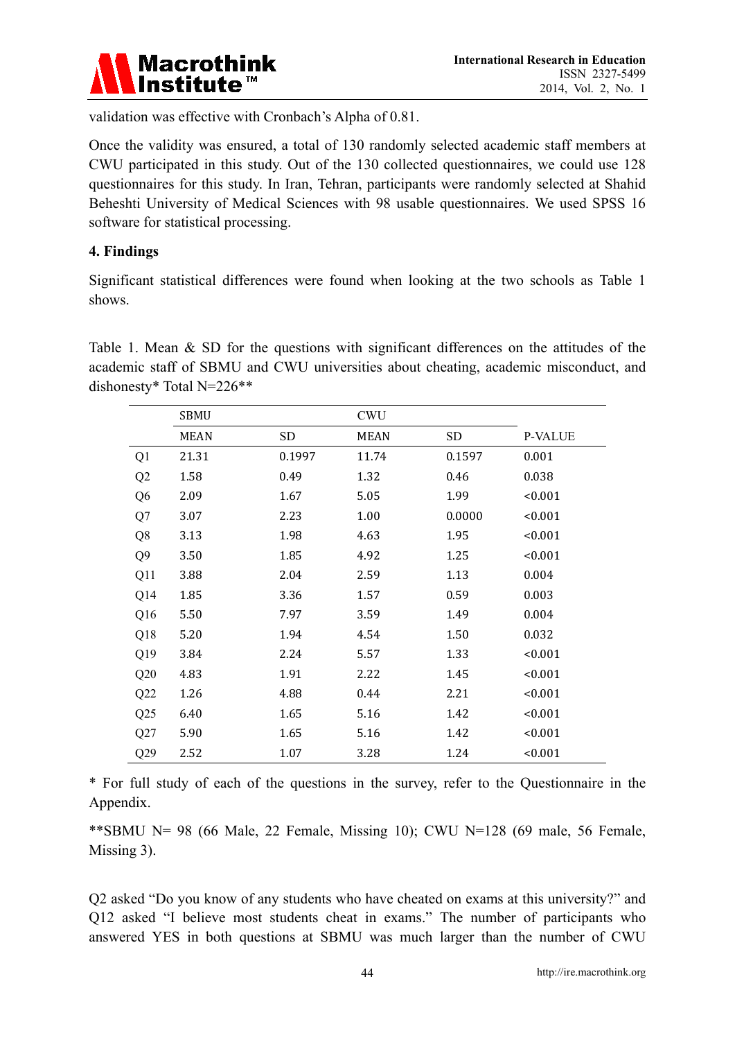validation was effective with Cronbach's Alpha of 0.81.

Once the validity was ensured, a total of 130 randomly selected academic staff members at CWU participated in this study. Out of the 130 collected questionnaires, we could use 128 questionnaires for this study. In Iran, Tehran, participants were randomly selected at Shahid Beheshti University of Medical Sciences with 98 usable questionnaires. We used SPSS 16 software for statistical processing.

## 4. Findings

Significant statistical differences were found when looking at the two schools as Table 1 shows.

Table 1. Mean & SD for the questions with significant differences on the attitudes of the academic staff of SBMU and CWU universities about cheating, academic misconduct, and dishonesty* Total N=226**

| | SBMU | | CWU | | |
|---|---|---|---|---|---|
| | MEAN | SD | MEAN | SD | P-VALUE |
| Q1 | 21.31 | 0.1997 | 11.74 | 0.1597 | 0.001 |
| Q2 | 1.58 | 0.49 | 1.32 | 0.46 | 0.038 |
| Q6 | 2.09 | 1.67 | 5.05 | 1.99 | <0.001 |
| Q7 | 3.07 | 2.23 | 1.00 | 0.0000 | <0.001 |
| Q8 | 3.13 | 1.98 | 4.63 | 1.95 | <0.001 |
| Q9 | 3.50 | 1.85 | 4.92 | 1.25 | <0.001 |
| Q11 | 3.88 | 2.04 | 2.59 | 1.13 | 0.004 |
| Q14 | 1.85 | 3.36 | 1.57 | 0.59 | 0.003 |
| Q16 | 5.50 | 7.97 | 3.59 | 1.49 | 0.004 |
| Q18 | 5.20 | 1.94 | 4.54 | 1.50 | 0.032 |
| Q19 | 3.84 | 2.24 | 5.57 | 1.33 | <0.001 |
| Q20 | 4.83 | 1.91 | 2.22 | 1.45 | <0.001 |
| Q22 | 1.26 | 4.88 | 0.44 | 2.21 | <0.001 |
| Q25 | 6.40 | 1.65 | 5.16 | 1.42 | <0.001 |
| Q27 | 5.90 | 1.65 | 5.16 | 1.42 | <0.001 |
| Q29 | 2.52 | 1.07 | 3.28 | 1.24 | <0.001 |

* For full study of each of the questions in the survey, refer to the Questionnaire in the Appendix.

**SBMU N= 98 (66 Male, 22 Female, Missing 10); CWU N=128 (69 male, 56 Female, Missing 3).

Q2 asked "Do you know of any students who have cheated on exams at this university?" and Q12 asked "I believe most students cheat in exams." The number of participants who answered YES in both questions at SBMU was much larger than the number of CWU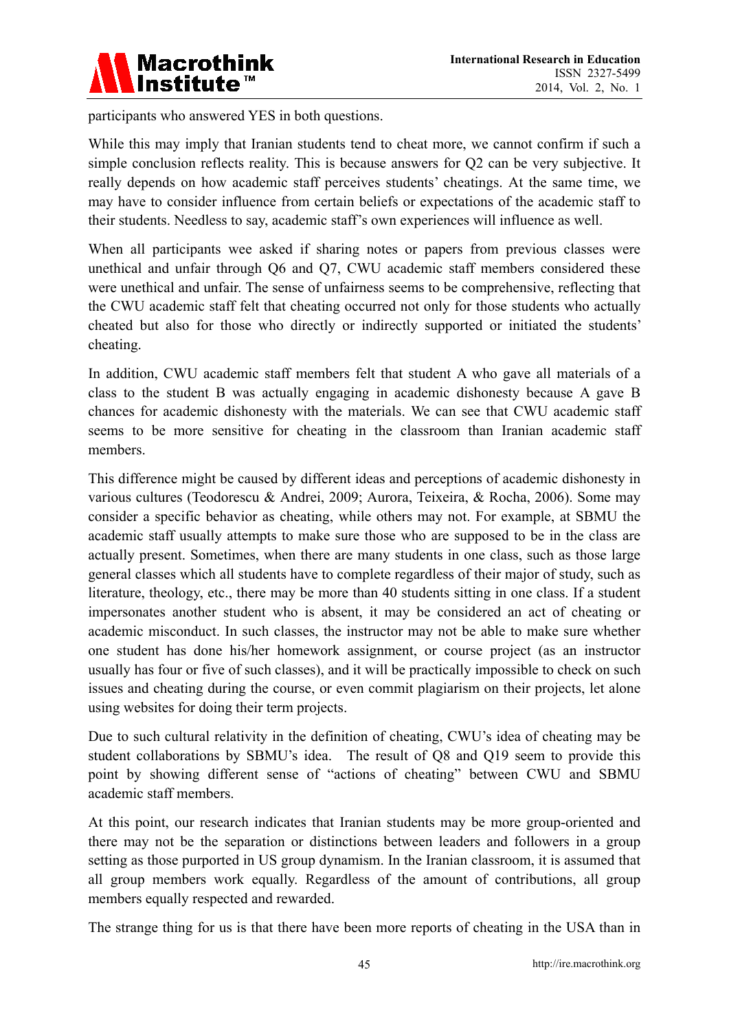participants who answered YES in both questions.

While this may imply that Iranian students tend to cheat more, we cannot confirm if such a simple conclusion reflects reality. This is because answers for Q2 can be very subjective. It really depends on how academic staff perceives students' cheatings. At the same time, we may have to consider influence from certain beliefs or expectations of the academic staff to their students. Needless to say, academic staff's own experiences will influence as well.

When all participants wee asked if sharing notes or papers from previous classes were unethical and unfair through Q6 and Q7, CWU academic staff members considered these were unethical and unfair. The sense of unfairness seems to be comprehensive, reflecting that the CWU academic staff felt that cheating occurred not only for those students who actually cheated but also for those who directly or indirectly supported or initiated the students' cheating.

In addition, CWU academic staff members felt that student A who gave all materials of a class to the student B was actually engaging in academic dishonesty because A gave B chances for academic dishonesty with the materials. We can see that CWU academic staff seems to be more sensitive for cheating in the classroom than Iranian academic staff members.

This difference might be caused by different ideas and perceptions of academic dishonesty in various cultures (Teodorescu & Andrei, 2009; Aurora, Teixeira, & Rocha, 2006). Some may consider a specific behavior as cheating, while others may not. For example, at SBMU the academic staff usually attempts to make sure those who are supposed to be in the class are actually present. Sometimes, when there are many students in one class, such as those large general classes which all students have to complete regardless of their major of study, such as literature, theology, etc., there may be more than 40 students sitting in one class. If a student impersonates another student who is absent, it may be considered an act of cheating or academic misconduct. In such classes, the instructor may not be able to make sure whether one student has done his/her homework assignment, or course project (as an instructor usually has four or five of such classes), and it will be practically impossible to check on such issues and cheating during the course, or even commit plagiarism on their projects, let alone using websites for doing their term projects.

Due to such cultural relativity in the definition of cheating, CWU's idea of cheating may be student collaborations by SBMU's idea. The result of Q8 and Q19 seem to provide this point by showing different sense of "actions of cheating" between CWU and SBMU academic staff members.

At this point, our research indicates that Iranian students may be more group-oriented and there may not be the separation or distinctions between leaders and followers in a group setting as those purported in US group dynamism. In the Iranian classroom, it is assumed that all group members work equally. Regardless of the amount of contributions, all group members equally respected and rewarded.

The strange thing for us is that there have been more reports of cheating in the USA than in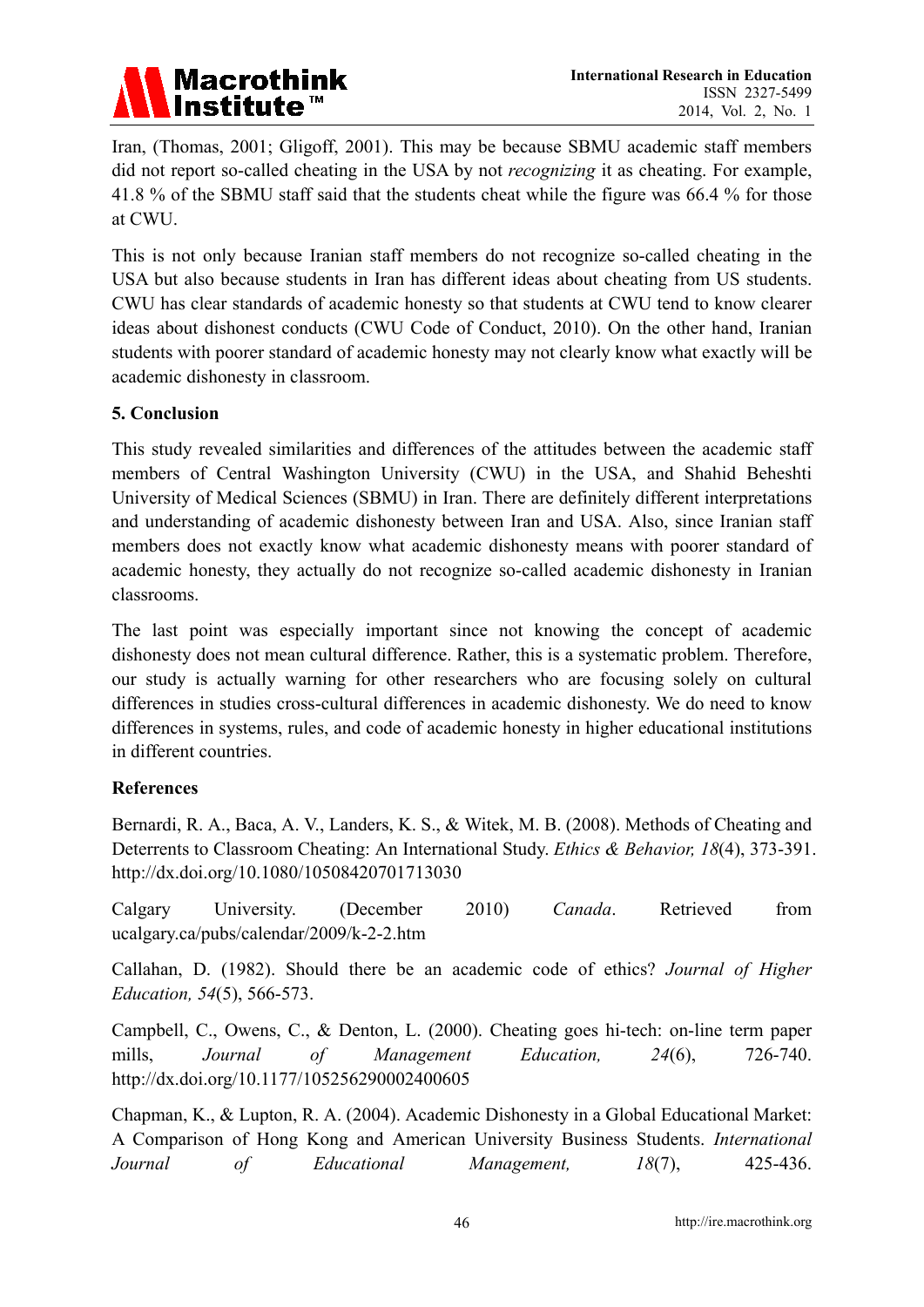Iran, (Thomas, 2001; Gligoff, 2001). This may be because SBMU academic staff members did not report so-called cheating in the USA by not *recognizing* it as cheating. For example, 41.8 % of the SBMU staff said that the students cheat while the figure was 66.4 % for those at CWU.

This is not only because Iranian staff members do not recognize so-called cheating in the USA but also because students in Iran has different ideas about cheating from US students. CWU has clear standards of academic honesty so that students at CWU tend to know clearer ideas about dishonest conducts (CWU Code of Conduct, 2010). On the other hand, Iranian students with poorer standard of academic honesty may not clearly know what exactly will be academic dishonesty in classroom.

## 5. Conclusion

This study revealed similarities and differences of the attitudes between the academic staff members of Central Washington University (CWU) in the USA, and Shahid Beheshti University of Medical Sciences (SBMU) in Iran. There are definitely different interpretations and understanding of academic dishonesty between Iran and USA. Also, since Iranian staff members does not exactly know what academic dishonesty means with poorer standard of academic honesty, they actually do not recognize so-called academic dishonesty in Iranian classrooms.

The last point was especially important since not knowing the concept of academic dishonesty does not mean cultural difference. Rather, this is a systematic problem. Therefore, our study is actually warning for other researchers who are focusing solely on cultural differences in studies cross-cultural differences in academic dishonesty. We do need to know differences in systems, rules, and code of academic honesty in higher educational institutions in different countries.

## References

Bernardi, R. A., Baca, A. V., Landers, K. S., & Witek, M. B. (2008). Methods of Cheating and Deterrents to Classroom Cheating: An International Study. *Ethics & Behavior, 18*(4), 373-391. http://dx.doi.org/10.1080/10508420701713030

Calgary University. (December 2010) *Canada*. Retrieved from ucalgary.ca/pubs/calendar/2009/k-2-2.htm

Callahan, D. (1982). Should there be an academic code of ethics? *Journal of Higher Education, 54*(5), 566-573.

Campbell, C., Owens, C., & Denton, L. (2000). Cheating goes hi-tech: on-line term paper mills, *Journal of Management Education, 24*(6), 726-740. http://dx.doi.org/10.1177/105256290002400605

Chapman, K., & Lupton, R. A. (2004). Academic Dishonesty in a Global Educational Market: A Comparison of Hong Kong and American University Business Students. *International Journal of Educational Management, 18*(7), 425-436.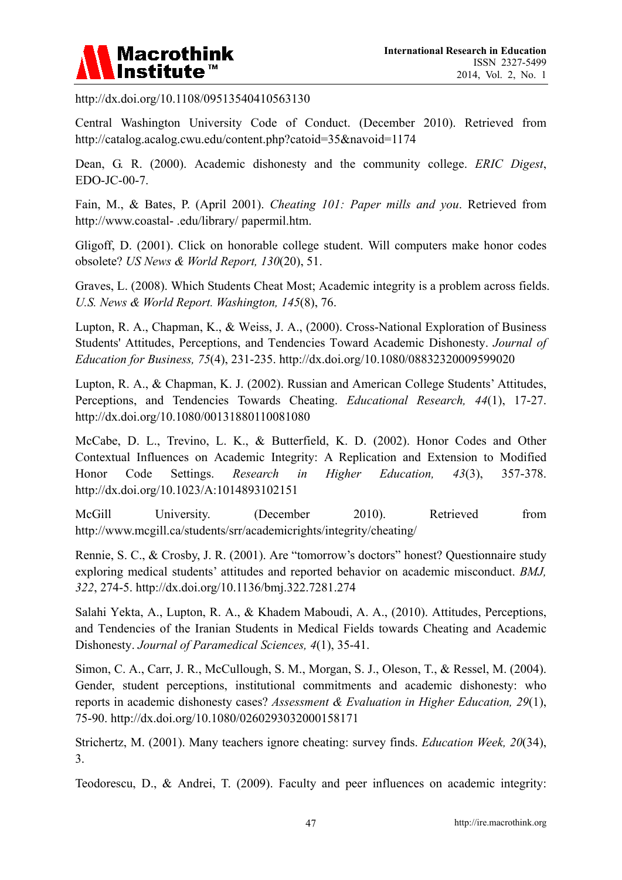http://dx.doi.org/10.1108/09513540410563130

Central Washington University Code of Conduct. (December 2010). Retrieved from http://catalog.acalog.cwu.edu/content.php?catoid=35&navoid=1174

Dean, G. R. (2000). Academic dishonesty and the community college. *ERIC Digest*, EDO-JC-00-7.

Fain, M., & Bates, P. (April 2001). *Cheating 101: Paper mills and you*. Retrieved from http://www.coastal- .edu/library/ papermil.htm.

Gligoff, D. (2001). Click on honorable college student. Will computers make honor codes obsolete? *US News & World Report, 130*(20), 51.

Graves, L. (2008). Which Students Cheat Most; Academic integrity is a problem across fields. *U.S. News & World Report. Washington, 145*(8), 76.

Lupton, R. A., Chapman, K., & Weiss, J. A., (2000). Cross-National Exploration of Business Students' Attitudes, Perceptions, and Tendencies Toward Academic Dishonesty. *Journal of Education for Business, 75*(4), 231-235. http://dx.doi.org/10.1080/08832320009599020

Lupton, R. A., & Chapman, K. J. (2002). Russian and American College Students' Attitudes, Perceptions, and Tendencies Towards Cheating. *Educational Research, 44*(1), 17-27. http://dx.doi.org/10.1080/00131880110081080

McCabe, D. L., Trevino, L. K., & Butterfield, K. D. (2002). Honor Codes and Other Contextual Influences on Academic Integrity: A Replication and Extension to Modified Honor Code Settings. *Research in Higher Education, 43*(3), 357-378. http://dx.doi.org/10.1023/A:1014893102151

McGill University. (December 2010). Retrieved from http://www.mcgill.ca/students/srr/academicrights/integrity/cheating/

Rennie, S. C., & Crosby, J. R. (2001). Are "tomorrow's doctors" honest? Questionnaire study exploring medical students' attitudes and reported behavior on academic misconduct. *BMJ, 322*, 274-5. http://dx.doi.org/10.1136/bmj.322.7281.274

Salahi Yekta, A., Lupton, R. A., & Khadem Maboudi, A. A., (2010). Attitudes, Perceptions, and Tendencies of the Iranian Students in Medical Fields towards Cheating and Academic Dishonesty. *Journal of Paramedical Sciences, 4*(1), 35-41.

Simon, C. A., Carr, J. R., McCullough, S. M., Morgan, S. J., Oleson, T., & Ressel, M. (2004). Gender, student perceptions, institutional commitments and academic dishonesty: who reports in academic dishonesty cases? *Assessment & Evaluation in Higher Education, 29*(1), 75-90. http://dx.doi.org/10.1080/0260293032000158171

Strichertz, M. (2001). Many teachers ignore cheating: survey finds. *Education Week, 20*(34), 3.

Teodorescu, D., & Andrei, T. (2009). Faculty and peer influences on academic integrity: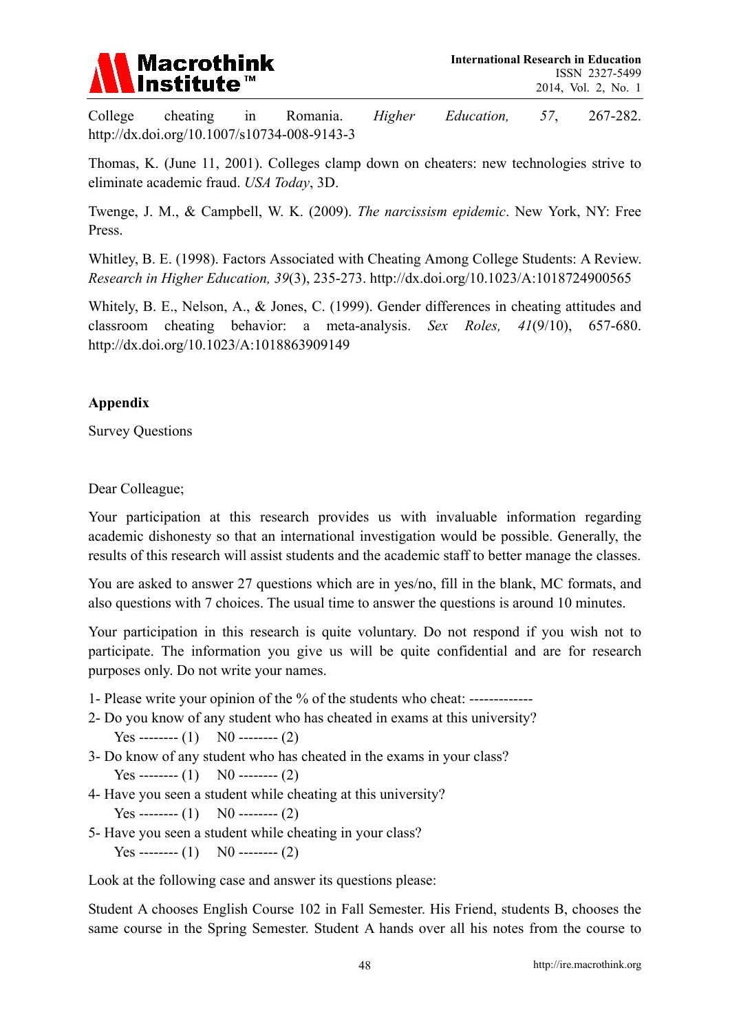College cheating in Romania. *Higher Education, 57*, 267-282. http://dx.doi.org/10.1007/s10734-008-9143-3

Thomas, K. (June 11, 2001). Colleges clamp down on cheaters: new technologies strive to eliminate academic fraud. *USA Today*, 3D.

Twenge, J. M., & Campbell, W. K. (2009). *The narcissism epidemic*. New York, NY: Free Press.

Whitley, B. E. (1998). Factors Associated with Cheating Among College Students: A Review. *Research in Higher Education, 39*(3), 235-273. http://dx.doi.org/10.1023/A:1018724900565

Whitely, B. E., Nelson, A., & Jones, C. (1999). Gender differences in cheating attitudes and classroom cheating behavior: a meta-analysis. *Sex Roles, 41*(9/10), 657-680. http://dx.doi.org/10.1023/A:1018863909149

**Appendix**

Survey Questions

Dear Colleague;

Your participation at this research provides us with invaluable information regarding academic dishonesty so that an international investigation would be possible. Generally, the results of this research will assist students and the academic staff to better manage the classes.

You are asked to answer 27 questions which are in yes/no, fill in the blank, MC formats, and also questions with 7 choices. The usual time to answer the questions is around 10 minutes.

Your participation in this research is quite voluntary. Do not respond if you wish not to participate. The information you give us will be quite confidential and are for research purposes only. Do not write your names.

1- Please write your opinion of the % of the students who cheat: -------------

2- Do you know of any student who has cheated in exams at this university?

Yes -------- (1) N0 -------- (2)

3- Do know of any student who has cheated in the exams in your class?

Yes -------- (1) N0 -------- (2)

4- Have you seen a student while cheating at this university?

Yes -------- (1) N0 -------- (2)

5- Have you seen a student while cheating in your class?

Yes -------- (1) N0 -------- (2)

Look at the following case and answer its questions please:

Student A chooses English Course 102 in Fall Semester. His Friend, students B, chooses the same course in the Spring Semester. Student A hands over all his notes from the course to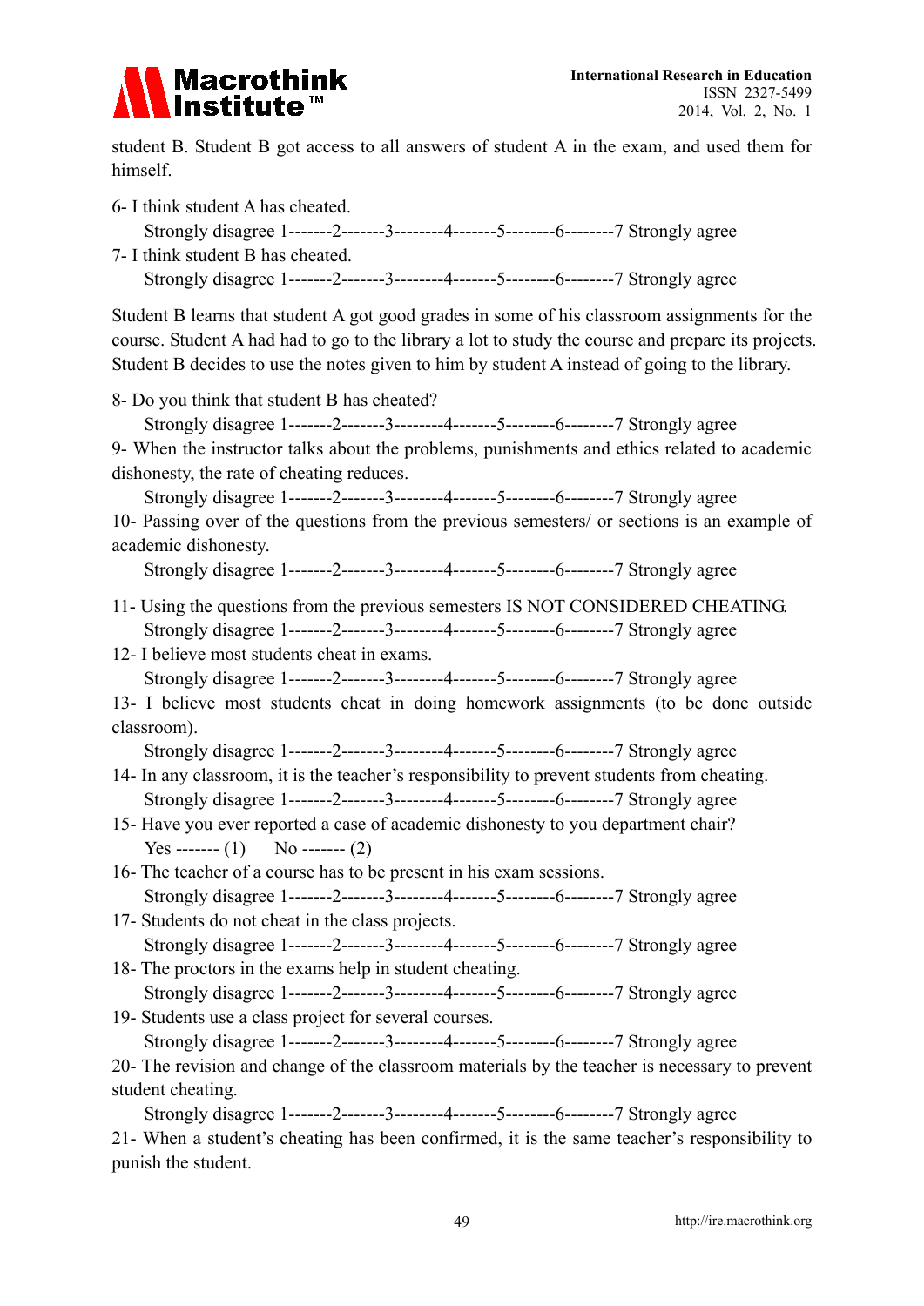student B. Student B got access to all answers of student A in the exam, and used them for himself.

6- I think student A has cheated.

Strongly disagree 1-------2-------3--------4-------5--------6--------7 Strongly agree

7- I think student B has cheated.

Strongly disagree 1-------2-------3--------4-------5--------6--------7 Strongly agree

Student B learns that student A got good grades in some of his classroom assignments for the course. Student A had had to go to the library a lot to study the course and prepare its projects. Student B decides to use the notes given to him by student A instead of going to the library.

8- Do you think that student B has cheated?

Strongly disagree 1-------2-------3--------4-------5--------6--------7 Strongly agree

9- When the instructor talks about the problems, punishments and ethics related to academic dishonesty, the rate of cheating reduces.

Strongly disagree 1-------2-------3--------4-------5--------6--------7 Strongly agree

10- Passing over of the questions from the previous semesters/ or sections is an example of academic dishonesty.

Strongly disagree 1-------2-------3--------4-------5--------6--------7 Strongly agree

11- Using the questions from the previous semesters IS NOT CONSIDERED CHEATING.

Strongly disagree 1-------2-------3--------4-------5--------6--------7 Strongly agree

12- I believe most students cheat in exams.

Strongly disagree 1-------2-------3--------4-------5--------6--------7 Strongly agree

13- I believe most students cheat in doing homework assignments (to be done outside classroom).

Strongly disagree 1-------2-------3--------4-------5--------6--------7 Strongly agree

14- In any classroom, it is the teacher's responsibility to prevent students from cheating.

Strongly disagree 1-------2-------3--------4-------5--------6--------7 Strongly agree

15- Have you ever reported a case of academic dishonesty to you department chair?

Yes ------- (1) No ------- (2)

16- The teacher of a course has to be present in his exam sessions.

Strongly disagree 1-------2-------3--------4-------5--------6--------7 Strongly agree

17- Students do not cheat in the class projects.

Strongly disagree 1-------2-------3--------4-------5--------6--------7 Strongly agree

18- The proctors in the exams help in student cheating.

Strongly disagree 1-------2-------3--------4-------5--------6--------7 Strongly agree

19- Students use a class project for several courses.

Strongly disagree 1-------2-------3--------4-------5--------6--------7 Strongly agree

20- The revision and change of the classroom materials by the teacher is necessary to prevent student cheating.

Strongly disagree 1-------2-------3--------4-------5--------6--------7 Strongly agree

21- When a student's cheating has been confirmed, it is the same teacher's responsibility to punish the student.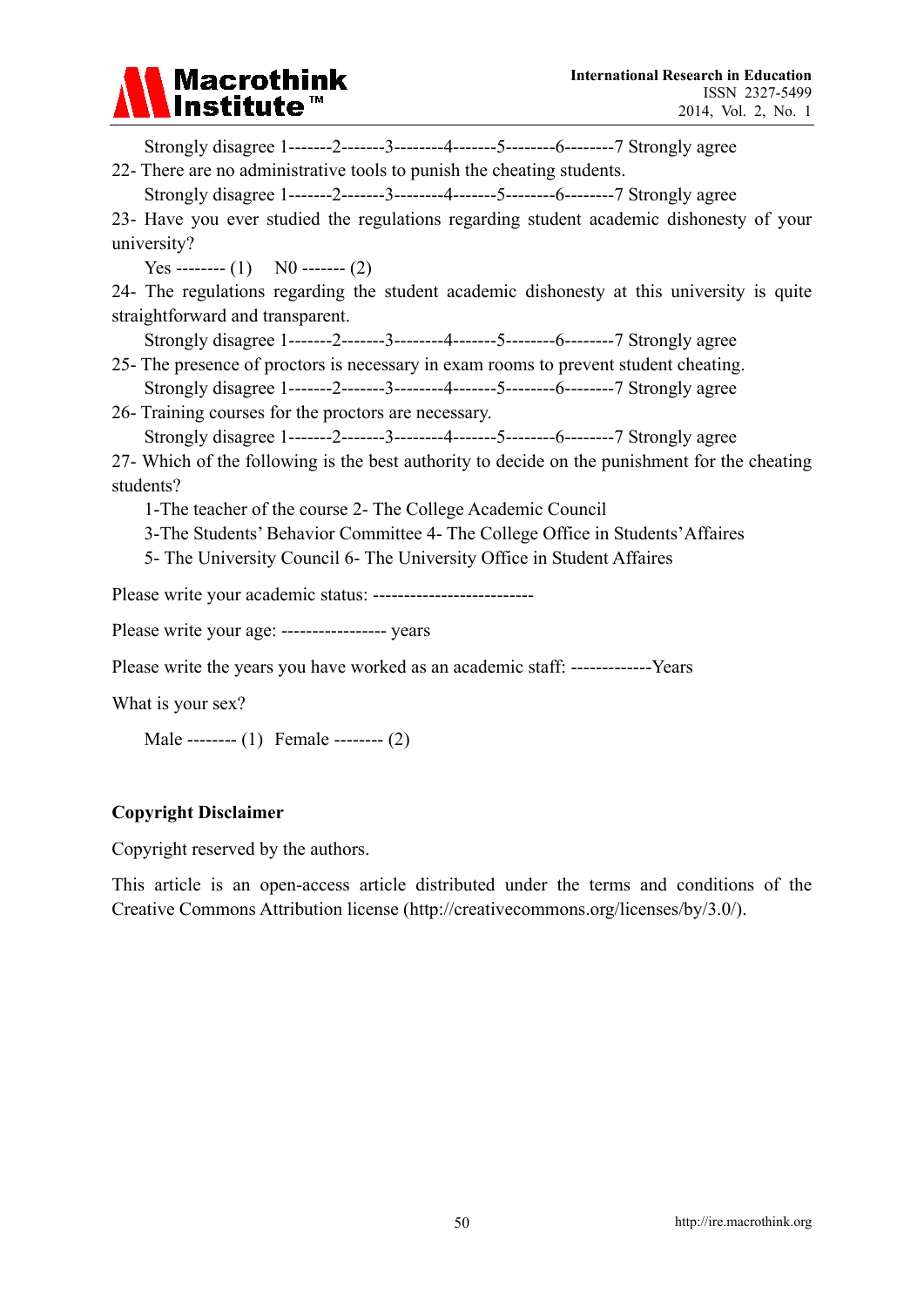Strongly disagree 1-------2-------3--------4-------5--------6--------7 Strongly agree

22- There are no administrative tools to punish the cheating students.

Strongly disagree 1-------2-------3--------4-------5--------6--------7 Strongly agree

23- Have you ever studied the regulations regarding student academic dishonesty of your university?

Yes -------- (1)  N0 ------- (2)

24- The regulations regarding the student academic dishonesty at this university is quite straightforward and transparent.

Strongly disagree 1-------2-------3--------4-------5--------6--------7 Strongly agree

25- The presence of proctors is necessary in exam rooms to prevent student cheating.

Strongly disagree 1-------2-------3--------4-------5--------6--------7 Strongly agree

26- Training courses for the proctors are necessary.

Strongly disagree 1-------2-------3--------4-------5--------6--------7 Strongly agree

27- Which of the following is the best authority to decide on the punishment for the cheating students?

1-The teacher of the course 2- The College Academic Council

3-The Students' Behavior Committee 4- The College Office in Students'Affaires

5- The University Council 6- The University Office in Student Affaires

Please write your academic status: --------------------------

Please write your age: ----------------- years

Please write the years you have worked as an academic staff: -------------Years

What is your sex?

Male -------- (1)  Female -------- (2)

**Copyright Disclaimer**

Copyright reserved by the authors.

This article is an open-access article distributed under the terms and conditions of the Creative Commons Attribution license (http://creativecommons.org/licenses/by/3.0/).